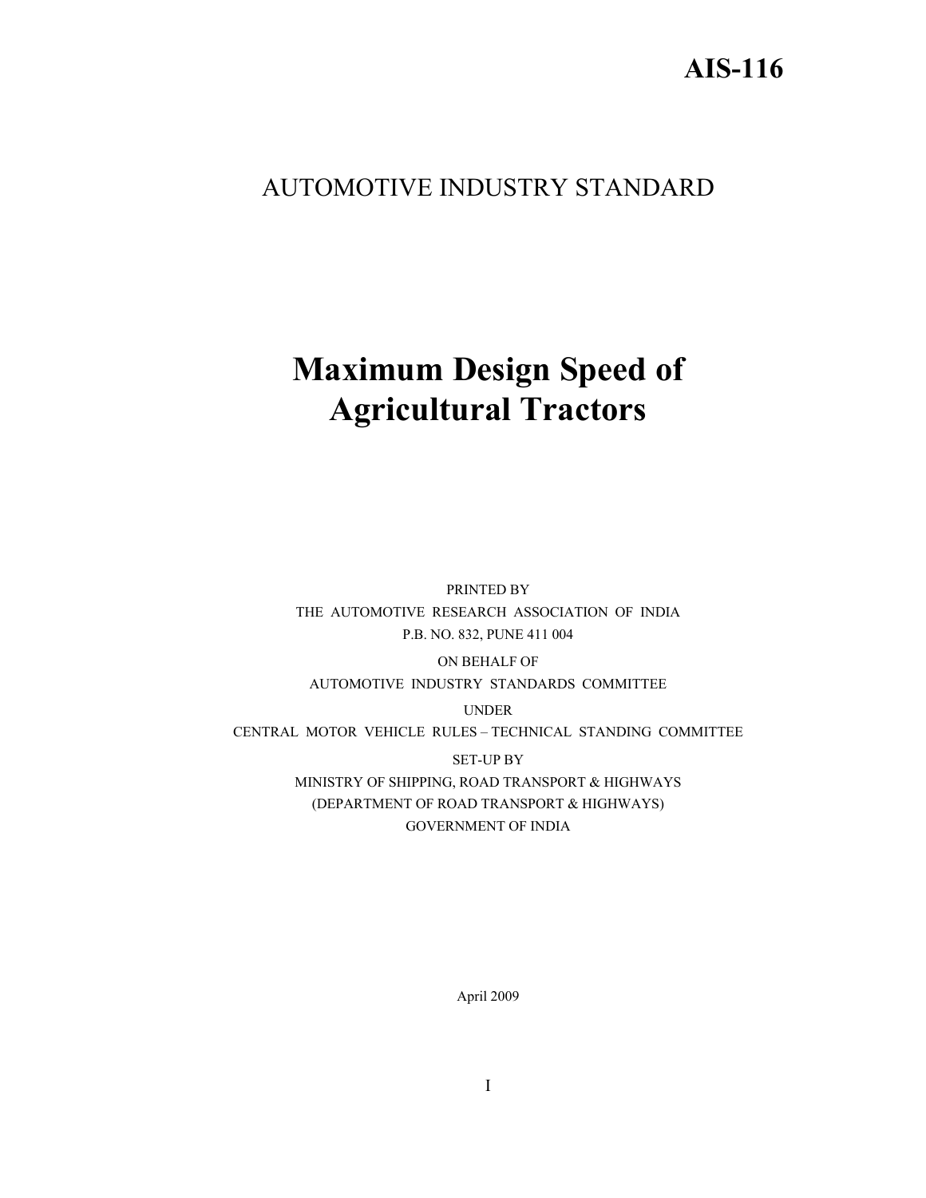**AIS-116**

AUTOMOTIVE INDUSTRY STANDARD

# Maximum Design Speed of Agricultural Tractors

PRINTED BY
THE AUTOMOTIVE RESEARCH ASSOCIATION OF INDIA
P.B. NO. 832, PUNE 411 004

ON BEHALF OF
AUTOMOTIVE INDUSTRY STANDARDS COMMITTEE

UNDER
CENTRAL MOTOR VEHICLE RULES – TECHNICAL STANDING COMMITTEE

SET-UP BY
MINISTRY OF SHIPPING, ROAD TRANSPORT & HIGHWAYS
(DEPARTMENT OF ROAD TRANSPORT & HIGHWAYS)
GOVERNMENT OF INDIA

April 2009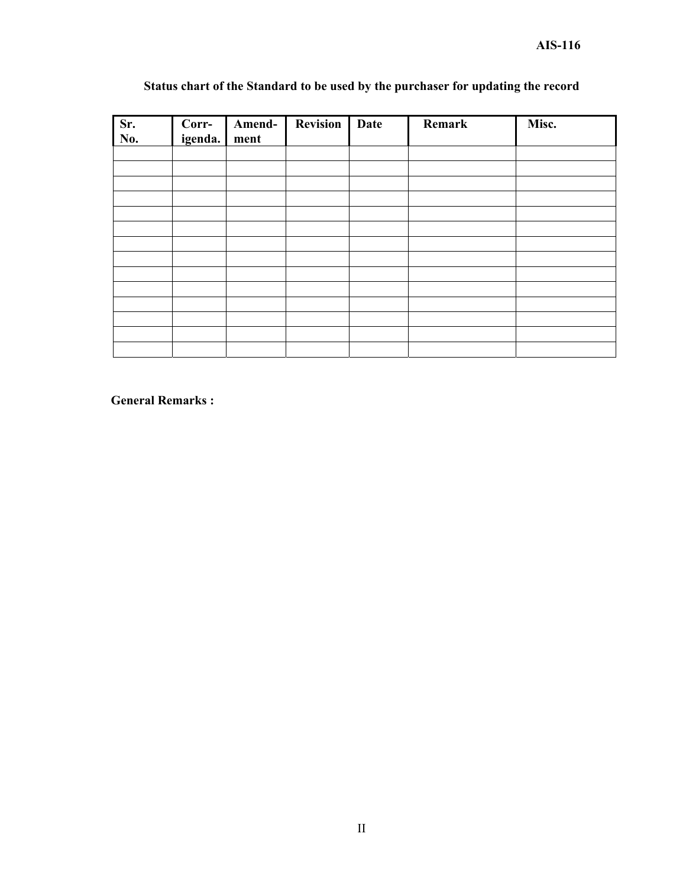**Status chart of the Standard to be used by the purchaser for updating the record**

| Sr. No. | Corr-igenda. | Amend-ment | Revision | Date | Remark | Misc. |
|---|---|---|---|---|---|---|
| | | | | | | |
| | | | | | | |
| | | | | | | |
| | | | | | | |
| | | | | | | |
| | | | | | | |
| | | | | | | |
| | | | | | | |
| | | | | | | |
| | | | | | | |
| | | | | | | |
| | | | | | | |
| | | | | | | |
| | | | | | | |

**General Remarks :**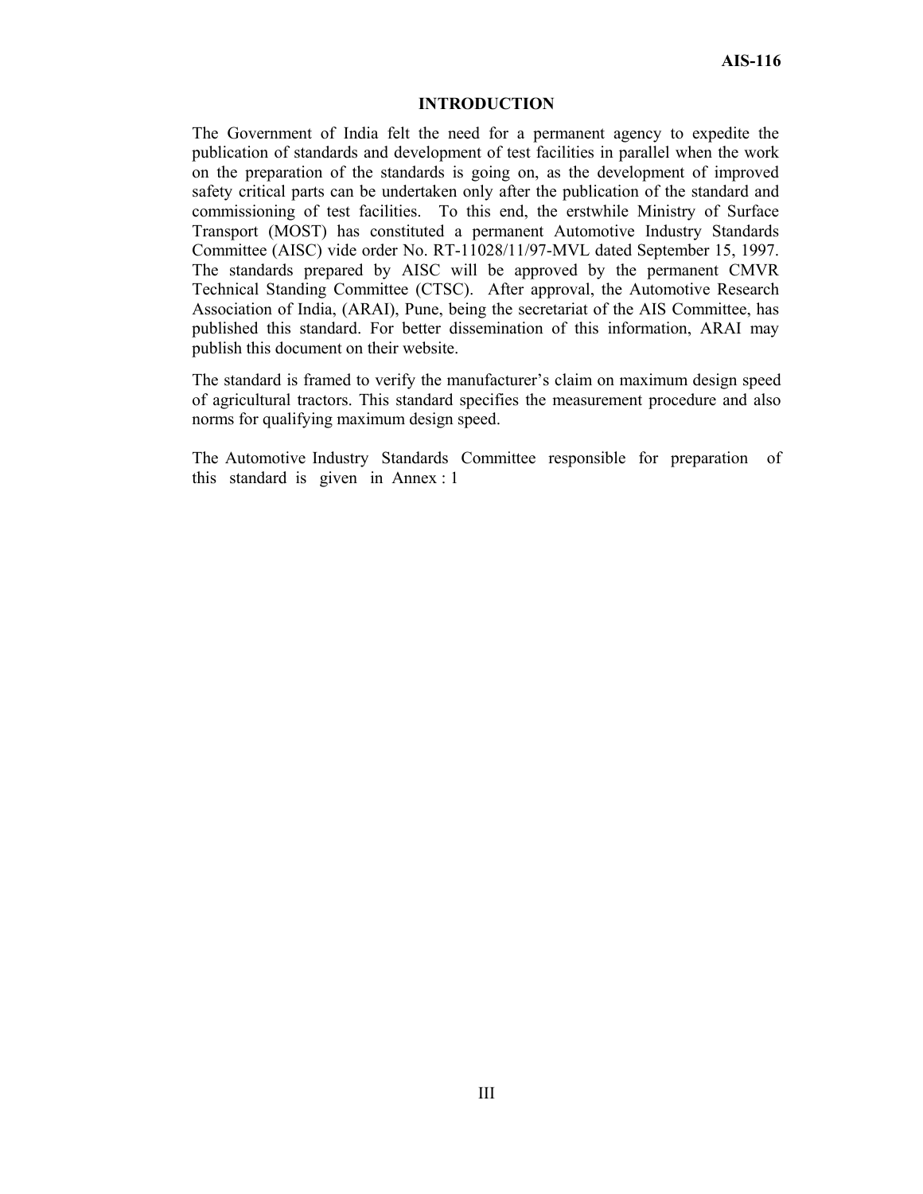## INTRODUCTION

The Government of India felt the need for a permanent agency to expedite the publication of standards and development of test facilities in parallel when the work on the preparation of the standards is going on, as the development of improved safety critical parts can be undertaken only after the publication of the standard and commissioning of test facilities. To this end, the erstwhile Ministry of Surface Transport (MOST) has constituted a permanent Automotive Industry Standards Committee (AISC) vide order No. RT-11028/11/97-MVL dated September 15, 1997. The standards prepared by AISC will be approved by the permanent CMVR Technical Standing Committee (CTSC). After approval, the Automotive Research Association of India, (ARAI), Pune, being the secretariat of the AIS Committee, has published this standard. For better dissemination of this information, ARAI may publish this document on their website.

The standard is framed to verify the manufacturer's claim on maximum design speed of agricultural tractors. This standard specifies the measurement procedure and also norms for qualifying maximum design speed.

The Automotive Industry Standards Committee responsible for preparation of this standard is given in Annex : 1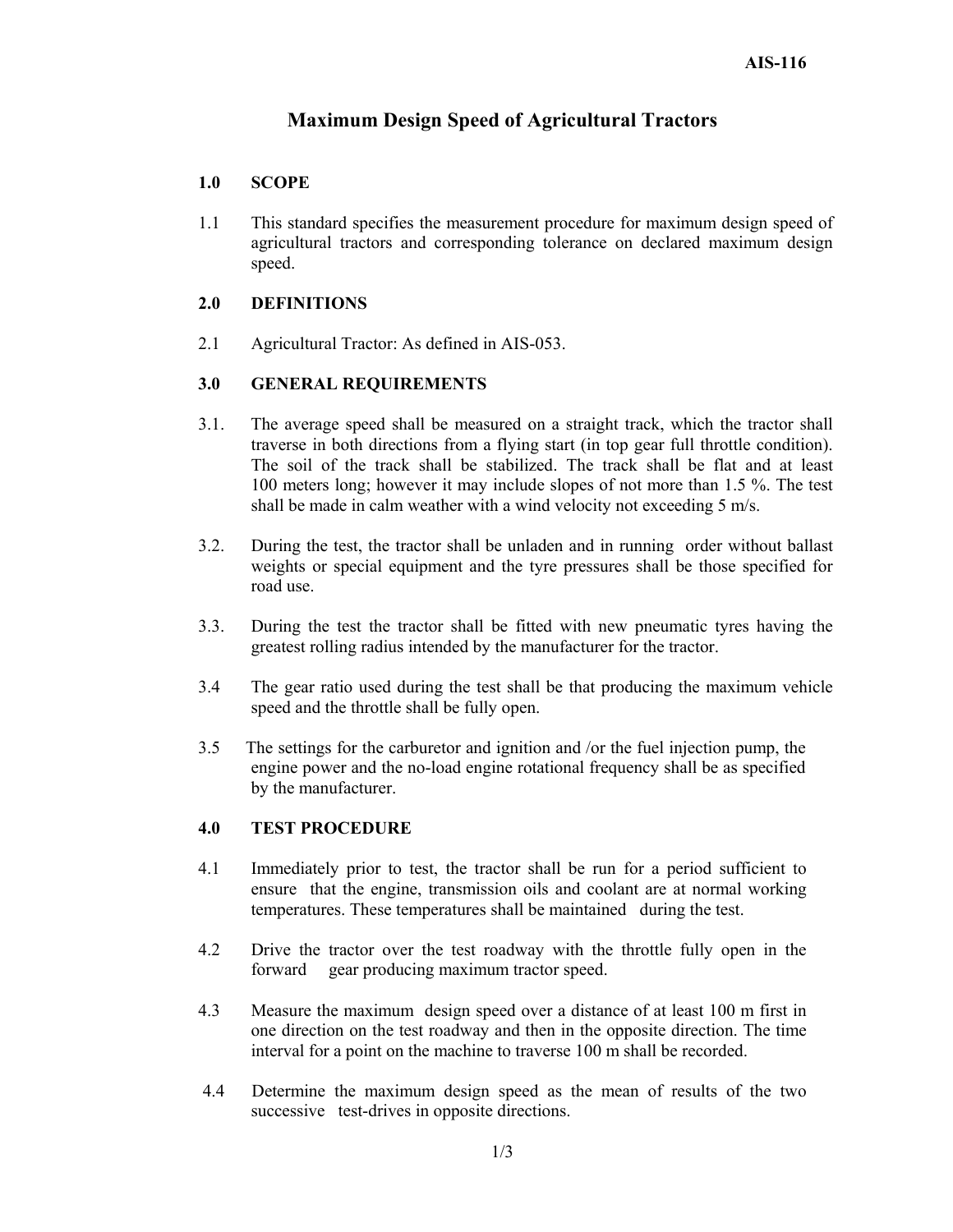# Maximum Design Speed of Agricultural Tractors

## 1.0 SCOPE

1.1 This standard specifies the measurement procedure for maximum design speed of agricultural tractors and corresponding tolerance on declared maximum design speed.

## 2.0 DEFINITIONS

2.1 Agricultural Tractor: As defined in AIS-053.

## 3.0 GENERAL REQUIREMENTS

3.1. The average speed shall be measured on a straight track, which the tractor shall traverse in both directions from a flying start (in top gear full throttle condition). The soil of the track shall be stabilized. The track shall be flat and at least 100 meters long; however it may include slopes of not more than 1.5 %. The test shall be made in calm weather with a wind velocity not exceeding 5 m/s.

3.2. During the test, the tractor shall be unladen and in running order without ballast weights or special equipment and the tyre pressures shall be those specified for road use.

3.3. During the test the tractor shall be fitted with new pneumatic tyres having the greatest rolling radius intended by the manufacturer for the tractor.

3.4 The gear ratio used during the test shall be that producing the maximum vehicle speed and the throttle shall be fully open.

3.5 The settings for the carburetor and ignition and /or the fuel injection pump, the engine power and the no-load engine rotational frequency shall be as specified by the manufacturer.

## 4.0 TEST PROCEDURE

4.1 Immediately prior to test, the tractor shall be run for a period sufficient to ensure that the engine, transmission oils and coolant are at normal working temperatures. These temperatures shall be maintained during the test.

4.2 Drive the tractor over the test roadway with the throttle fully open in the forward gear producing maximum tractor speed.

4.3 Measure the maximum design speed over a distance of at least 100 m first in one direction on the test roadway and then in the opposite direction. The time interval for a point on the machine to traverse 100 m shall be recorded.

4.4 Determine the maximum design speed as the mean of results of the two successive test-drives in opposite directions.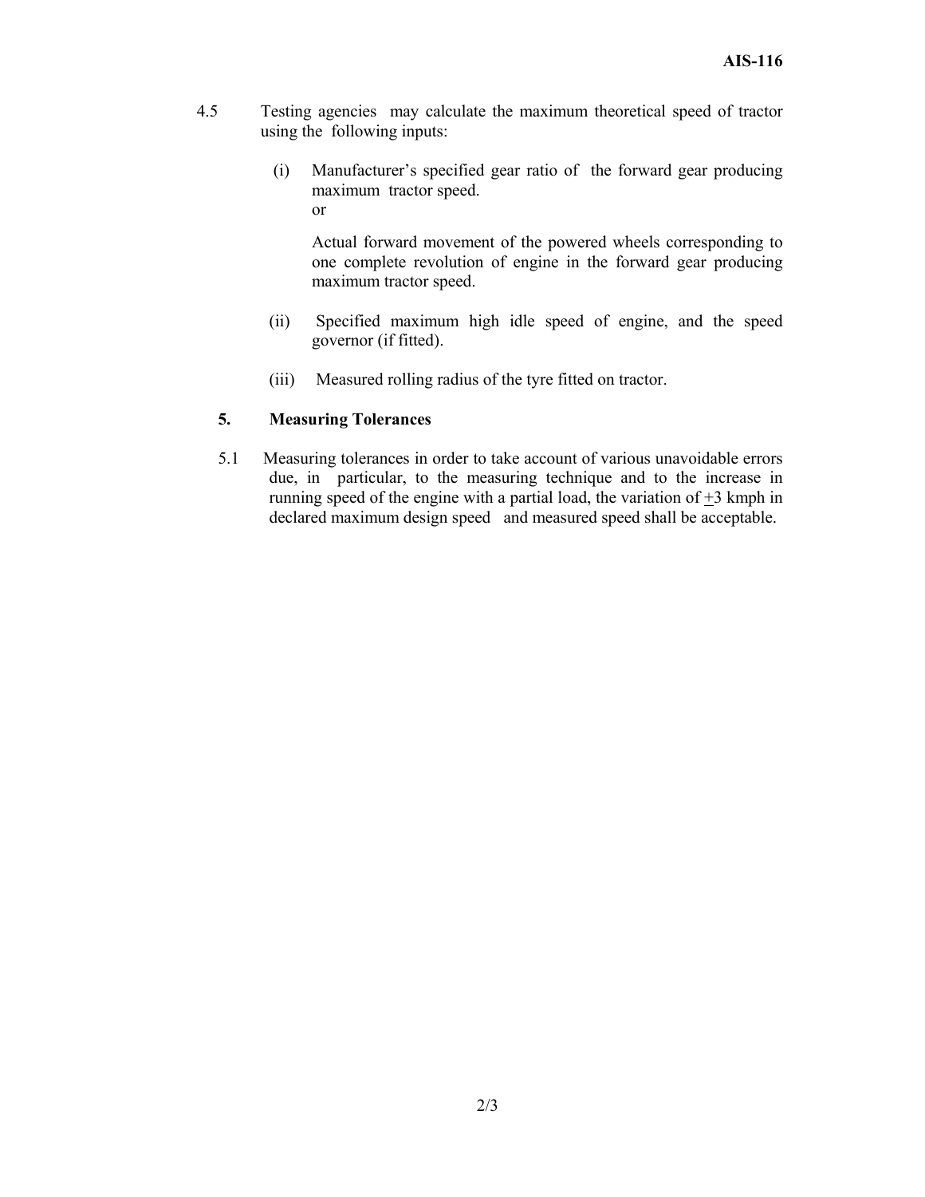4.5 Testing agencies may calculate the maximum theoretical speed of tractor using the following inputs:

(i) Manufacturer's specified gear ratio of the forward gear producing maximum tractor speed.
or

Actual forward movement of the powered wheels corresponding to one complete revolution of engine in the forward gear producing maximum tractor speed.

(ii) Specified maximum high idle speed of engine, and the speed governor (if fitted).

(iii) Measured rolling radius of the tyre fitted on tractor.

## 5. Measuring Tolerances

5.1 Measuring tolerances in order to take account of various unavoidable errors due, in particular, to the measuring technique and to the increase in running speed of the engine with a partial load, the variation of $\pm$3 kmph in declared maximum design speed and measured speed shall be acceptable.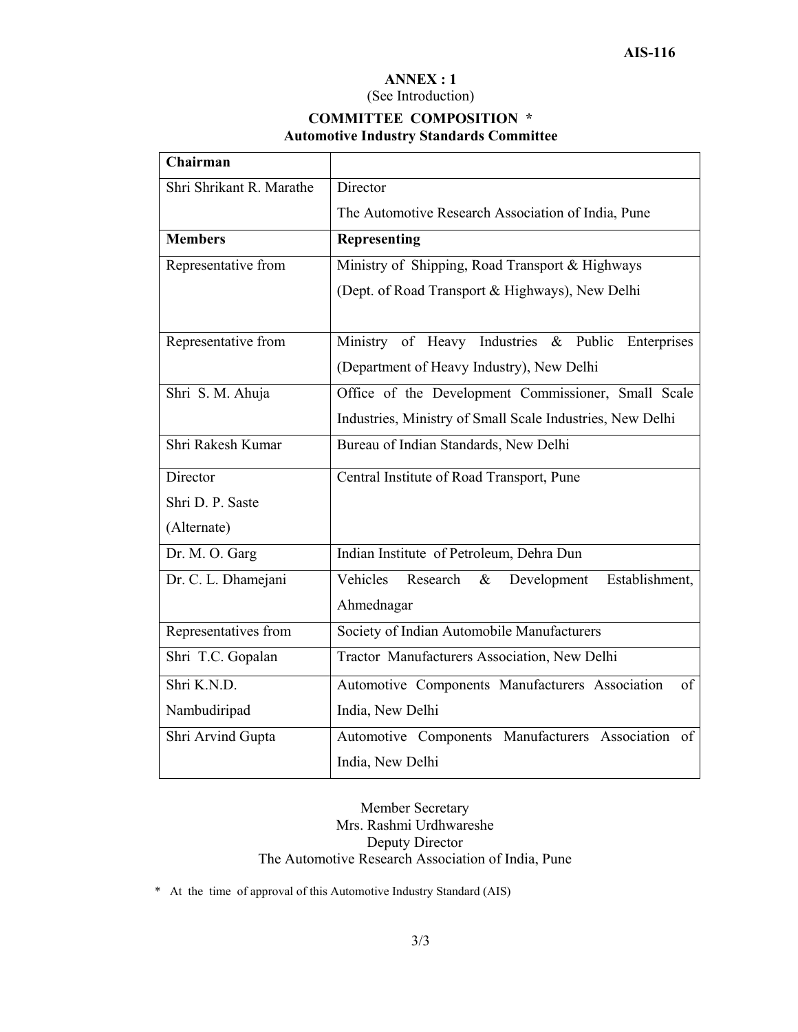## ANNEX : 1

(See Introduction)

### COMMITTEE COMPOSITION *

### Automotive Industry Standards Committee

| **Chairman** | |
|---|---|
| Shri Shrikant R. Marathe | Director<br>The Automotive Research Association of India, Pune |
| **Members** | **Representing** |
| Representative from | Ministry of Shipping, Road Transport & Highways<br>(Dept. of Road Transport & Highways), New Delhi |
| Representative from | Ministry of Heavy Industries & Public Enterprises<br>(Department of Heavy Industry), New Delhi |
| Shri S. M. Ahuja | Office of the Development Commissioner, Small Scale Industries, Ministry of Small Scale Industries, New Delhi |
| Shri Rakesh Kumar | Bureau of Indian Standards, New Delhi |
| Director<br>Shri D. P. Saste<br>(Alternate) | Central Institute of Road Transport, Pune |
| Dr. M. O. Garg | Indian Institute of Petroleum, Dehra Dun |
| Dr. C. L. Dhamejani | Vehicles Research & Development Establishment, Ahmednagar |
| Representatives from | Society of Indian Automobile Manufacturers |
| Shri T.C. Gopalan | Tractor Manufacturers Association, New Delhi |
| Shri K.N.D. Nambudiripad | Automotive Components Manufacturers Association of India, New Delhi |
| Shri Arvind Gupta | Automotive Components Manufacturers Association of India, New Delhi |

Member Secretary
Mrs. Rashmi Urdhwareshe
Deputy Director
The Automotive Research Association of India, Pune

\* At the time of approval of this Automotive Industry Standard (AIS)